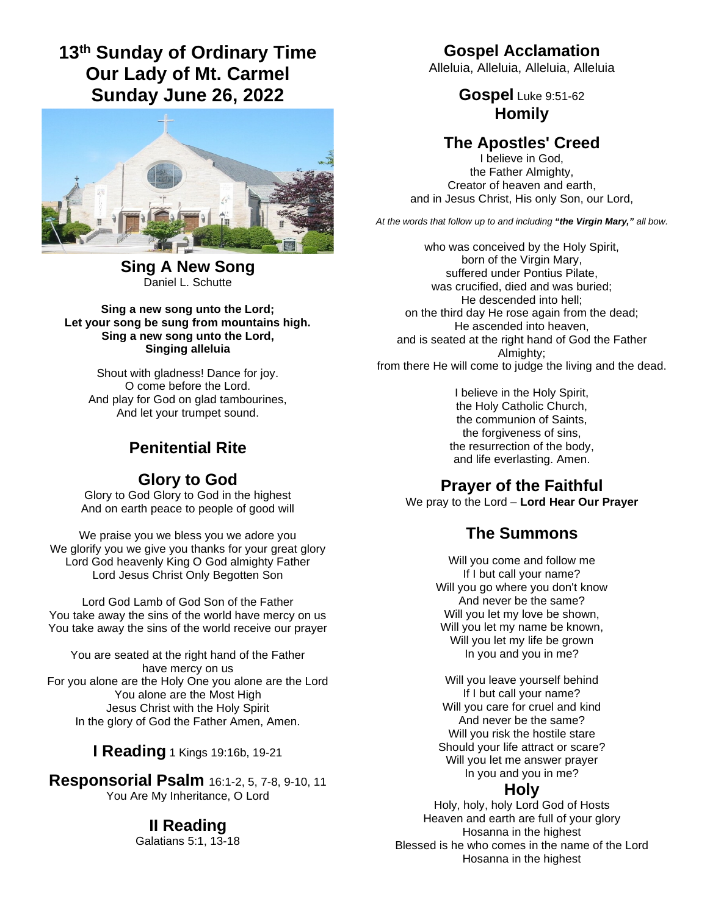# 13th Sunday of Ordinary Time
# Our Lady of Mt. Carmel
# Sunday June 26, 2022

## Sing A New Song

Daniel L. Schutte

**Sing a new song unto the Lord;**
**Let your song be sung from mountains high.**
**Sing a new song unto the Lord,**
**Singing alleluia**

Shout with gladness! Dance for joy.
O come before the Lord.
And play for God on glad tambourines,
And let your trumpet sound.

## Penitential Rite

## Glory to God

Glory to God Glory to God in the highest
And on earth peace to people of good will

We praise you we bless you we adore you
We glorify you we give you thanks for your great glory
Lord God heavenly King O God almighty Father
Lord Jesus Christ Only Begotten Son

Lord God Lamb of God Son of the Father
You take away the sins of the world have mercy on us
You take away the sins of the world receive our prayer

You are seated at the right hand of the Father
have mercy on us
For you alone are the Holy One you alone are the Lord
You alone are the Most High
Jesus Christ with the Holy Spirit
In the glory of God the Father Amen, Amen.

## I Reading 1 Kings 19:16b, 19-21

## Responsorial Psalm 16:1-2, 5, 7-8, 9-10, 11

You Are My Inheritance, O Lord

## II Reading

Galatians 5:1, 13-18

## Gospel Acclamation

Alleluia, Alleluia, Alleluia, Alleluia

## Gospel Luke 9:51-62

## Homily

## The Apostles' Creed

I believe in God,
the Father Almighty,
Creator of heaven and earth,
and in Jesus Christ, His only Son, our Lord,

*At the words that follow up to and including **"the Virgin Mary,"** all bow.*

who was conceived by the Holy Spirit,
born of the Virgin Mary,
suffered under Pontius Pilate,
was crucified, died and was buried;
He descended into hell;
on the third day He rose again from the dead;
He ascended into heaven,
and is seated at the right hand of God the Father Almighty;
from there He will come to judge the living and the dead.

I believe in the Holy Spirit,
the Holy Catholic Church,
the communion of Saints,
the forgiveness of sins,
the resurrection of the body,
and life everlasting. Amen.

## Prayer of the Faithful

We pray to the Lord – **Lord Hear Our Prayer**

## The Summons

Will you come and follow me
If I but call your name?
Will you go where you don't know
And never be the same?
Will you let my love be shown,
Will you let my name be known,
Will you let my life be grown
In you and you in me?

Will you leave yourself behind
If I but call your name?
Will you care for cruel and kind
And never be the same?
Will you risk the hostile stare
Should your life attract or scare?
Will you let me answer prayer
In you and you in me?

## Holy

Holy, holy, holy Lord God of Hosts
Heaven and earth are full of your glory
Hosanna in the highest
Blessed is he who comes in the name of the Lord
Hosanna in the highest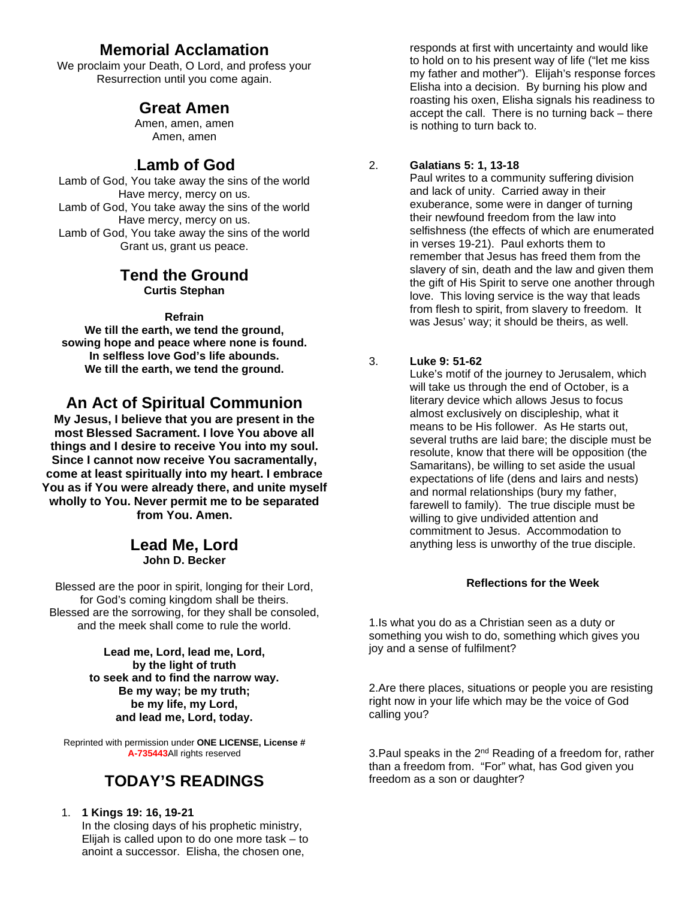## Memorial Acclamation

We proclaim your Death, O Lord, and profess your Resurrection until you come again.

## Great Amen

Amen, amen, amen
Amen, amen

## .Lamb of God

Lamb of God, You take away the sins of the world
Have mercy, mercy on us.
Lamb of God, You take away the sins of the world
Have mercy, mercy on us.
Lamb of God, You take away the sins of the world
Grant us, grant us peace.

## Tend the Ground

**Curtis Stephan**

**Refrain**

**We till the earth, we tend the ground,**
**sowing hope and peace where none is found.**
**In selfless love God's life abounds.**
**We till the earth, we tend the ground.**

## An Act of Spiritual Communion

**My Jesus, I believe that you are present in the most Blessed Sacrament. I love You above all things and I desire to receive You into my soul. Since I cannot now receive You sacramentally, come at least spiritually into my heart. I embrace You as if You were already there, and unite myself wholly to You. Never permit me to be separated from You. Amen.**

## Lead Me, Lord

**John D. Becker**

Blessed are the poor in spirit, longing for their Lord,
for God's coming kingdom shall be theirs.
Blessed are the sorrowing, for they shall be consoled,
and the meek shall come to rule the world.

**Lead me, Lord, lead me, Lord,**
**by the light of truth**
**to seek and to find the narrow way.**
**Be my way; be my truth;**
**be my life, my Lord,**
**and lead me, Lord, today.**

Reprinted with permission under **ONE LICENSE, License # A-735443**All rights reserved

## TODAY'S READINGS

1. **1 Kings 19: 16, 19-21**
   In the closing days of his prophetic ministry, Elijah is called upon to do one more task – to anoint a successor. Elisha, the chosen one, responds at first with uncertainty and would like to hold on to his present way of life ("let me kiss my father and mother"). Elijah's response forces Elisha into a decision. By burning his plow and roasting his oxen, Elisha signals his readiness to accept the call. There is no turning back – there is nothing to turn back to.

2. **Galatians 5: 1, 13-18**
   Paul writes to a community suffering division and lack of unity. Carried away in their exuberance, some were in danger of turning their newfound freedom from the law into selfishness (the effects of which are enumerated in verses 19-21). Paul exhorts them to remember that Jesus has freed them from the slavery of sin, death and the law and given them the gift of His Spirit to serve one another through love. This loving service is the way that leads from flesh to spirit, from slavery to freedom. It was Jesus' way; it should be theirs, as well.

3. **Luke 9: 51-62**
   Luke's motif of the journey to Jerusalem, which will take us through the end of October, is a literary device which allows Jesus to focus almost exclusively on discipleship, what it means to be His follower. As He starts out, several truths are laid bare; the disciple must be resolute, know that there will be opposition (the Samaritans), be willing to set aside the usual expectations of life (dens and lairs and nests) and normal relationships (bury my father, farewell to family). The true disciple must be willing to give undivided attention and commitment to Jesus. Accommodation to anything less is unworthy of the true disciple.

**Reflections for the Week**

1.Is what you do as a Christian seen as a duty or something you wish to do, something which gives you joy and a sense of fulfilment?

2.Are there places, situations or people you are resisting right now in your life which may be the voice of God calling you?

3.Paul speaks in the 2nd Reading of a freedom for, rather than a freedom from. "For" what, has God given you freedom as a son or daughter?